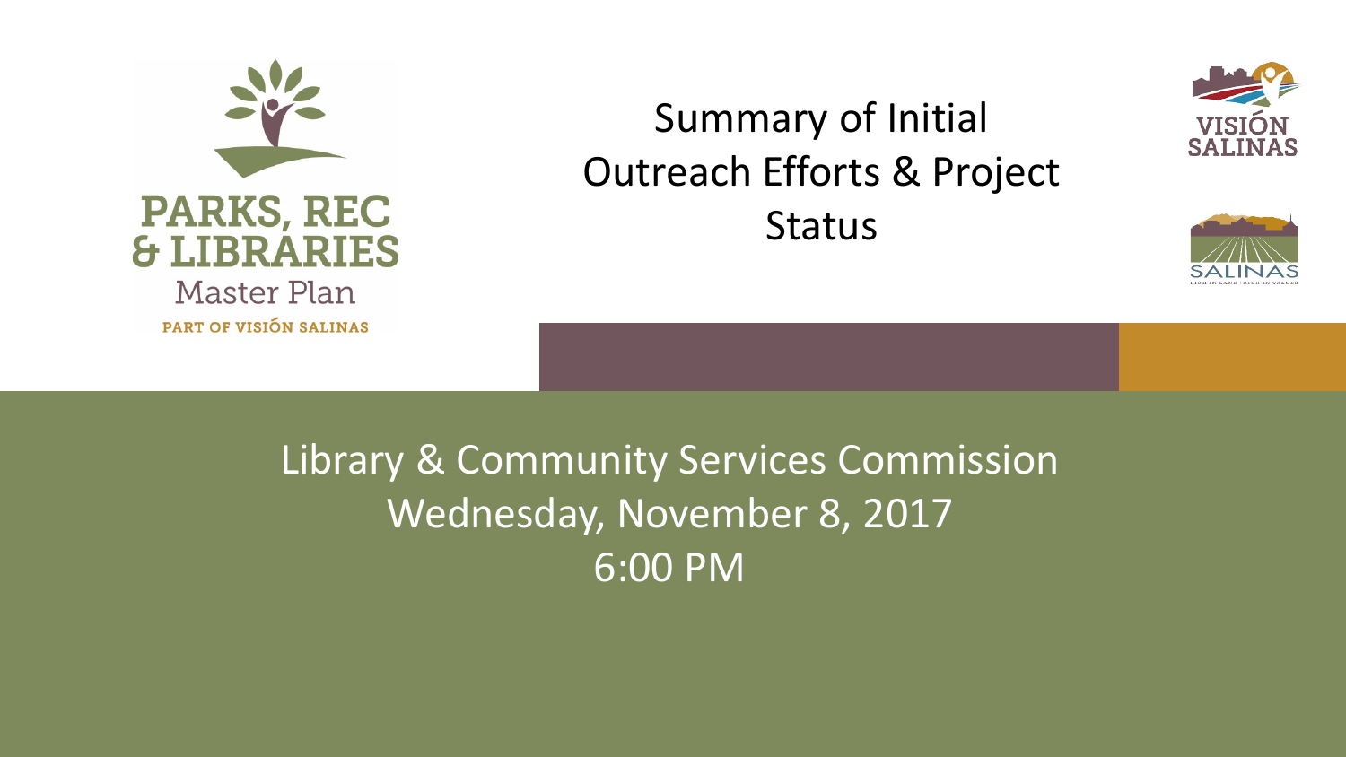PARKS, REC & LIBRARIES

Master Plan

PART OF VISIÓN SALINAS

# Summary of Initial Outreach Efforts & Project Status

VISIÓN SALINAS

SALINAS

Library & Community Services Commission

Wednesday, November 8, 2017

6:00 PM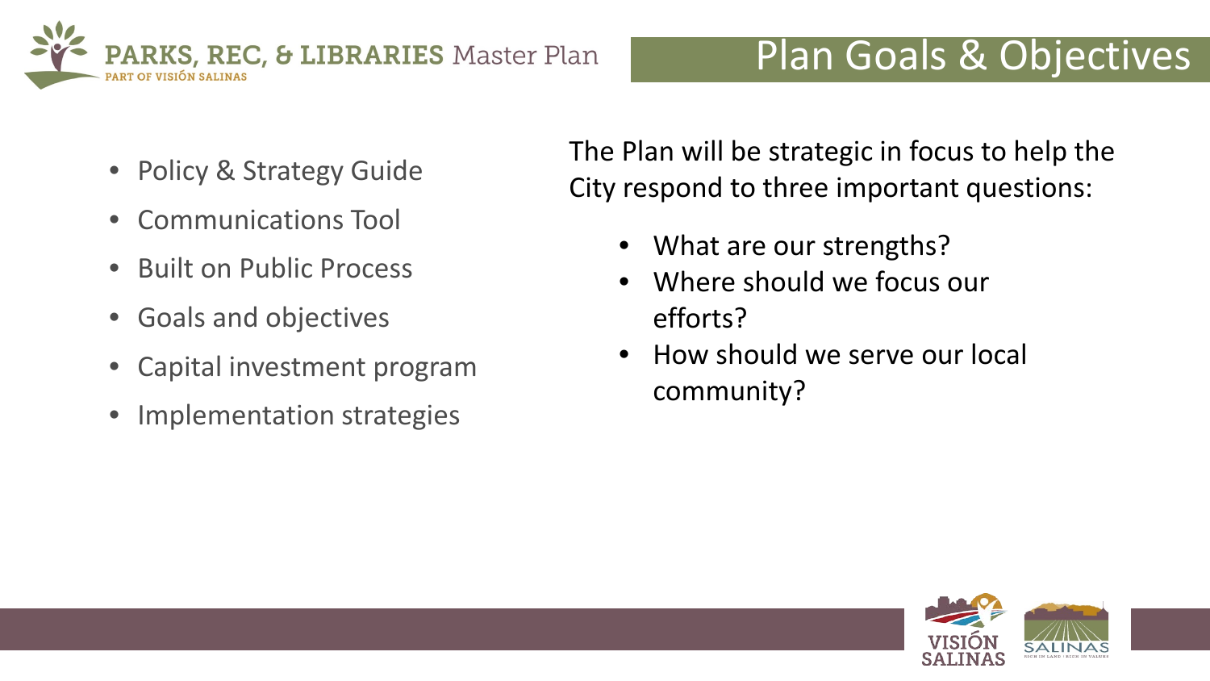# Plan Goals & Objectives

- Policy & Strategy Guide
- Communications Tool
- Built on Public Process
- Goals and objectives
- Capital investment program
- Implementation strategies

The Plan will be strategic in focus to help the City respond to three important questions:

- What are our strengths?
- Where should we focus our efforts?
- How should we serve our local community?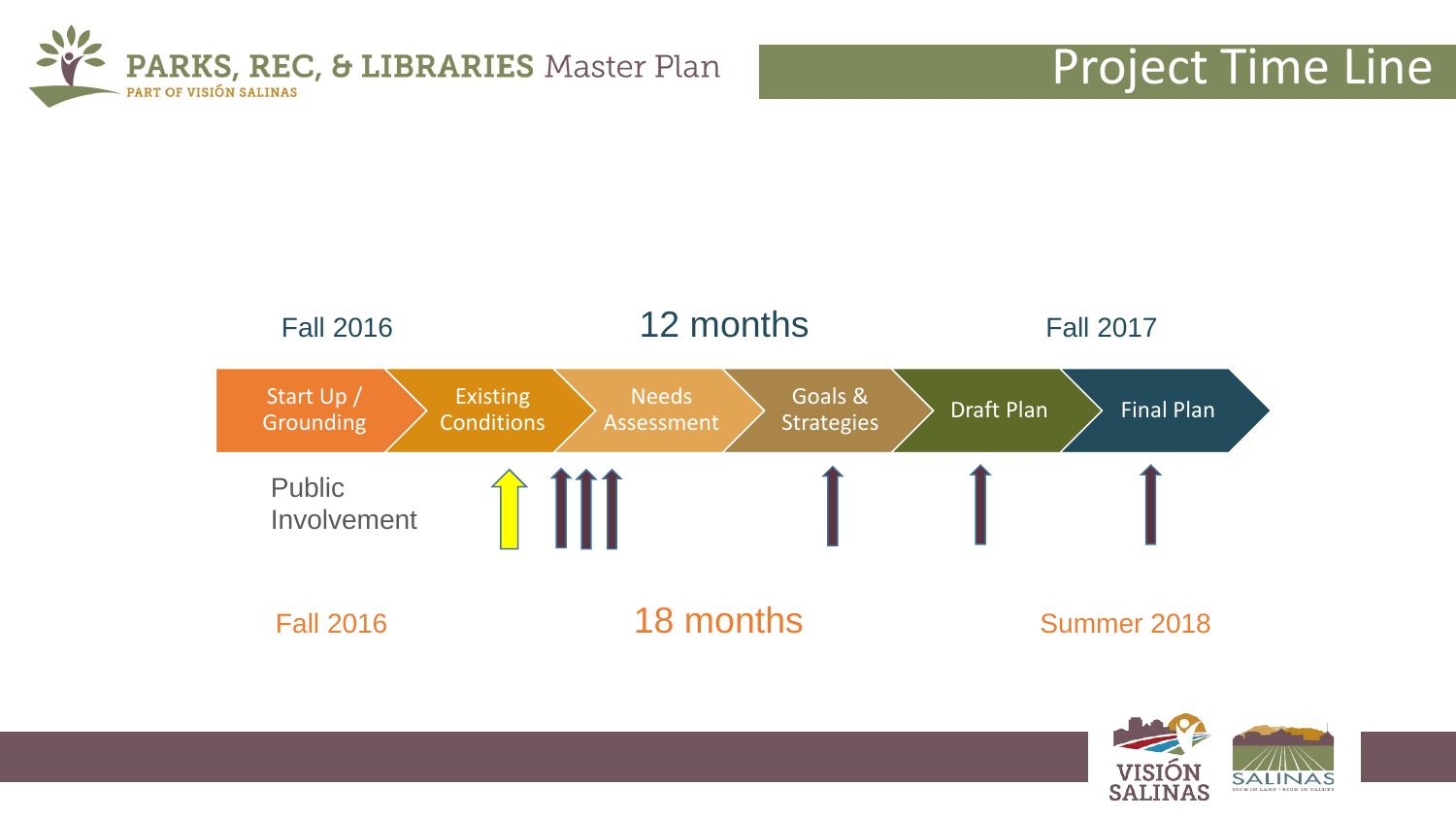# Project Time Line

PARKS, REC, & LIBRARIES Master Plan
PART OF VISIÓN SALINAS

Fall 2016 — 12 months — Fall 2017

Start Up / Grounding → Existing Conditions → Needs Assessment → Goals & Strategies → Draft Plan → Final Plan

Public Involvement

Fall 2016 — 18 months — Summer 2018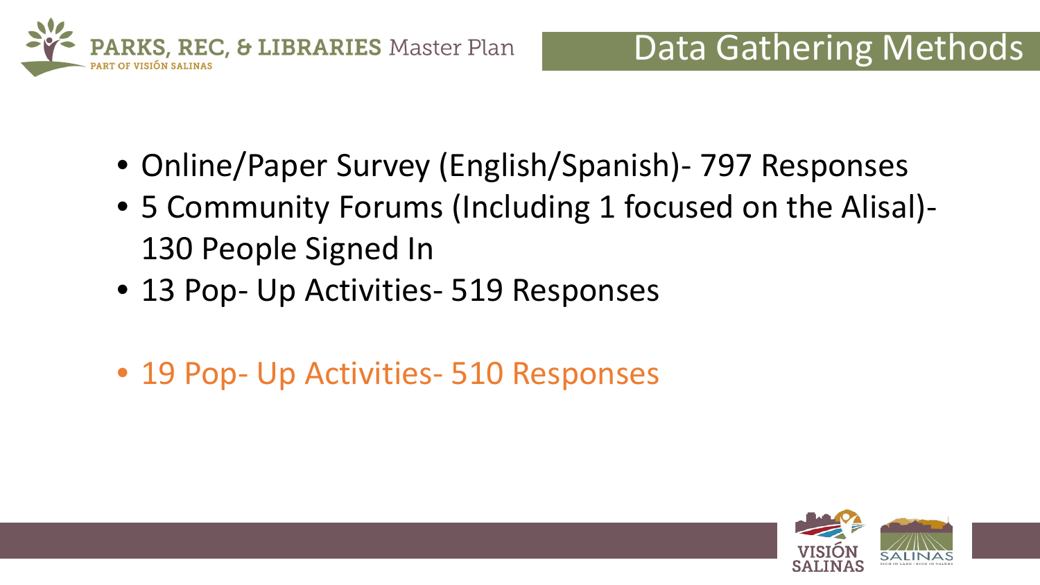# Data Gathering Methods

- Online/Paper Survey (English/Spanish)- 797 Responses
- 5 Community Forums (Including 1 focused on the Alisal)- 130 People Signed In
- 13 Pop- Up Activities- 519 Responses

- 19 Pop- Up Activities- 510 Responses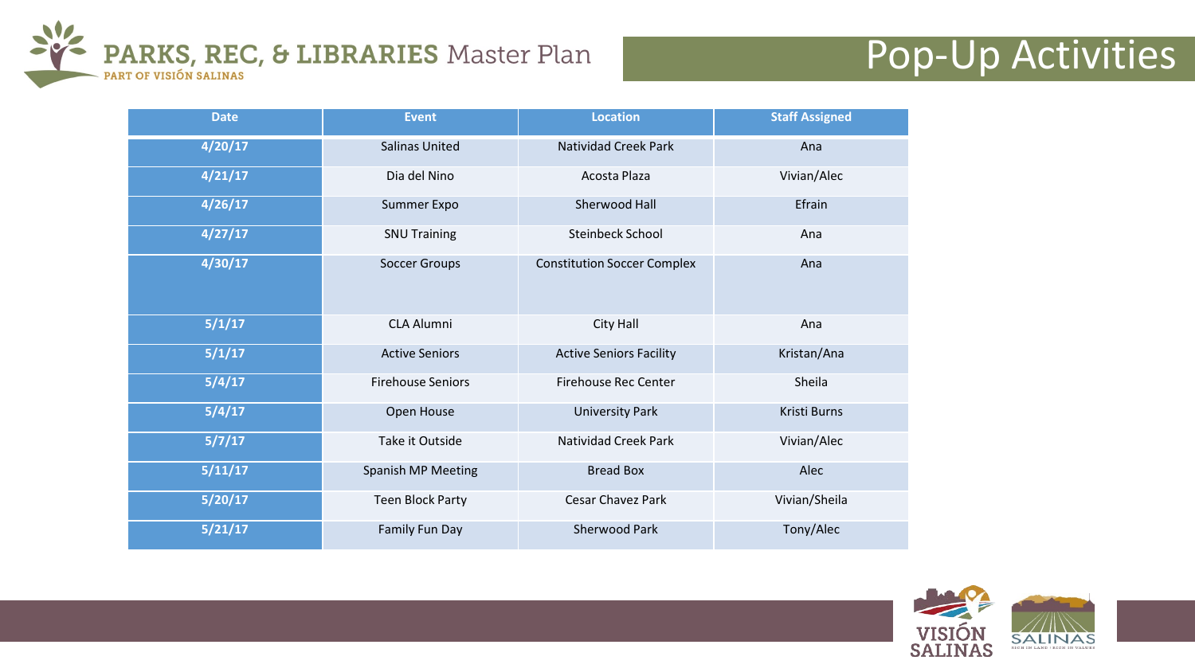# Pop-Up Activities

| Date | Event | Location | Staff Assigned |
|---|---|---|---|
| 4/20/17 | Salinas United | Natividad Creek Park | Ana |
| 4/21/17 | Dia del Nino | Acosta Plaza | Vivian/Alec |
| 4/26/17 | Summer Expo | Sherwood Hall | Efrain |
| 4/27/17 | SNU Training | Steinbeck School | Ana |
| 4/30/17 | Soccer Groups | Constitution Soccer Complex | Ana |
| 5/1/17 | CLA Alumni | City Hall | Ana |
| 5/1/17 | Active Seniors | Active Seniors Facility | Kristan/Ana |
| 5/4/17 | Firehouse Seniors | Firehouse Rec Center | Sheila |
| 5/4/17 | Open House | University Park | Kristi Burns |
| 5/7/17 | Take it Outside | Natividad Creek Park | Vivian/Alec |
| 5/11/17 | Spanish MP Meeting | Bread Box | Alec |
| 5/20/17 | Teen Block Party | Cesar Chavez Park | Vivian/Sheila |
| 5/21/17 | Family Fun Day | Sherwood Park | Tony/Alec |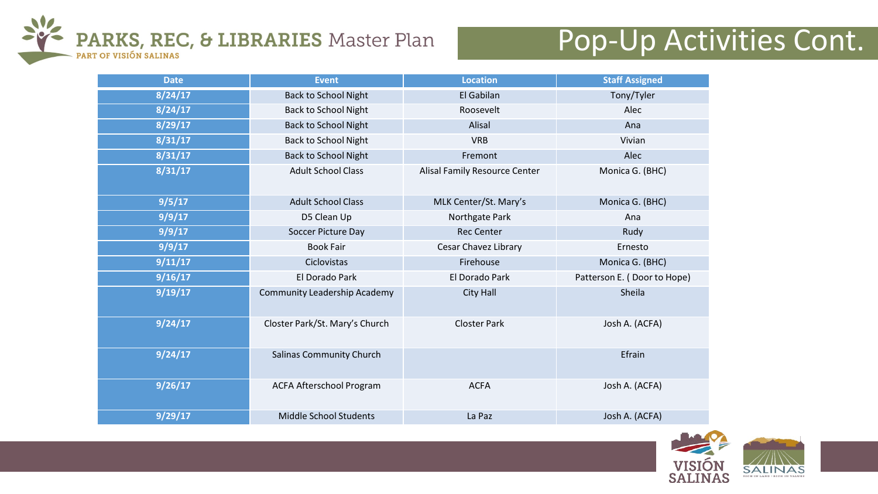# Pop-Up Activities Cont.

| Date | Event | Location | Staff Assigned |
|---|---|---|---|
| 8/24/17 | Back to School Night | El Gabilan | Tony/Tyler |
| 8/24/17 | Back to School Night | Roosevelt | Alec |
| 8/29/17 | Back to School Night | Alisal | Ana |
| 8/31/17 | Back to School Night | VRB | Vivian |
| 8/31/17 | Back to School Night | Fremont | Alec |
| 8/31/17 | Adult School Class | Alisal Family Resource Center | Monica G. (BHC) |
| 9/5/17 | Adult School Class | MLK Center/St. Mary's | Monica G. (BHC) |
| 9/9/17 | D5 Clean Up | Northgate Park | Ana |
| 9/9/17 | Soccer Picture Day | Rec Center | Rudy |
| 9/9/17 | Book Fair | Cesar Chavez Library | Ernesto |
| 9/11/17 | Ciclovistas | Firehouse | Monica G. (BHC) |
| 9/16/17 | El Dorado Park | El Dorado Park | Patterson E. ( Door to Hope) |
| 9/19/17 | Community Leadership Academy | City Hall | Sheila |
| 9/24/17 | Closter Park/St. Mary's Church | Closter Park | Josh A. (ACFA) |
| 9/24/17 | Salinas Community Church | | Efrain |
| 9/26/17 | ACFA Afterschool Program | ACFA | Josh A. (ACFA) |
| 9/29/17 | Middle School Students | La Paz | Josh A. (ACFA) |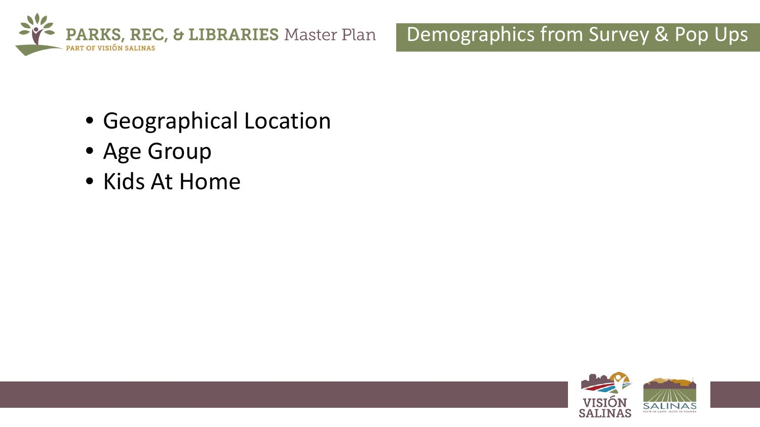# Demographics from Survey & Pop Ups

- Geographical Location
- Age Group
- Kids At Home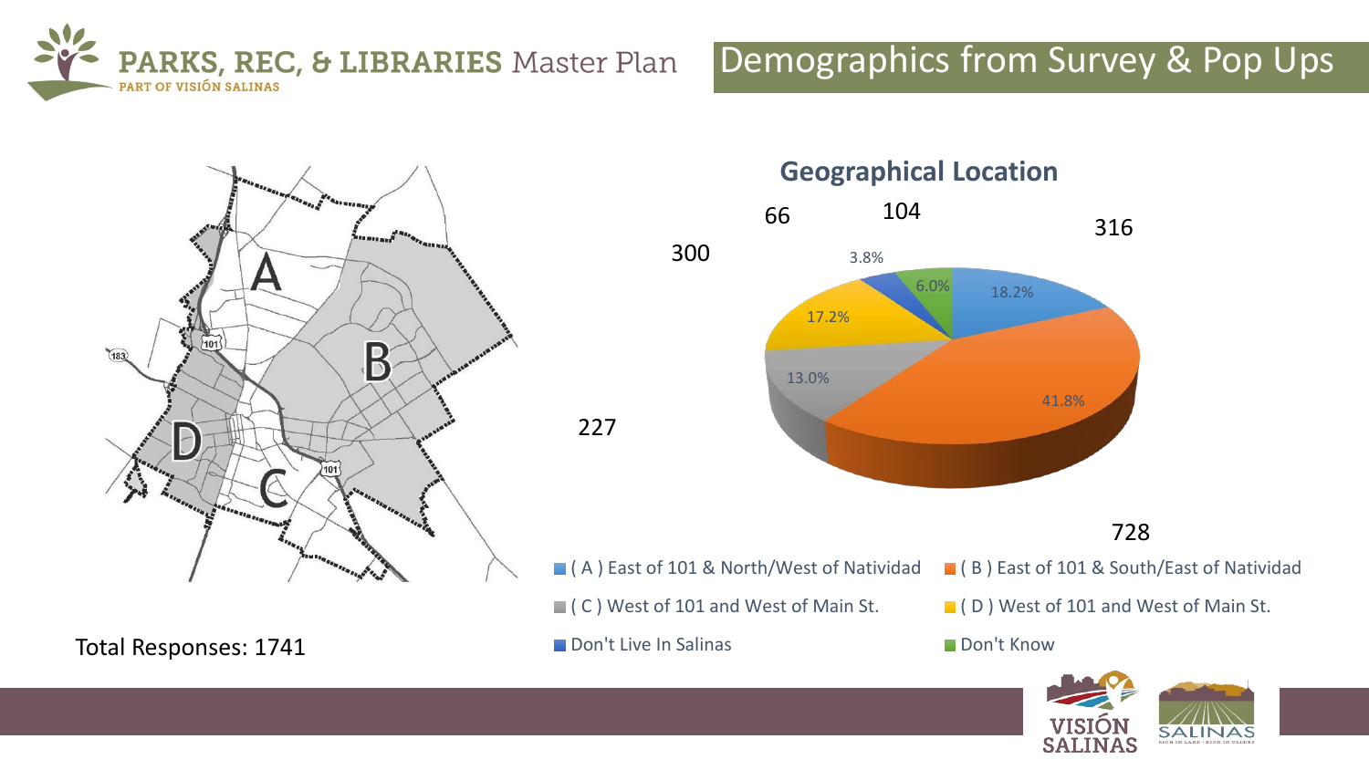# PARKS, REC, & LIBRARIES Master Plan

PART OF VISIÓN SALINAS

## Demographics from Survey & Pop Ups

### Geographical Location

| Category | Count | Percent |
| --- | --- | --- |
| ( A ) East of 101 & North/West of Natividad | 316 | 18.2% |
| ( B ) East of 101 & South/East of Natividad | 728 | 41.8% |
| ( C ) West of 101 and West of Main St. | 227 | 13.0% |
| ( D ) West of 101 and West of Main St. | 300 | 17.2% |
| Don't Live In Salinas | 66 | 3.8% |
| Don't Know | 104 | 6.0% |

Total Responses: 1741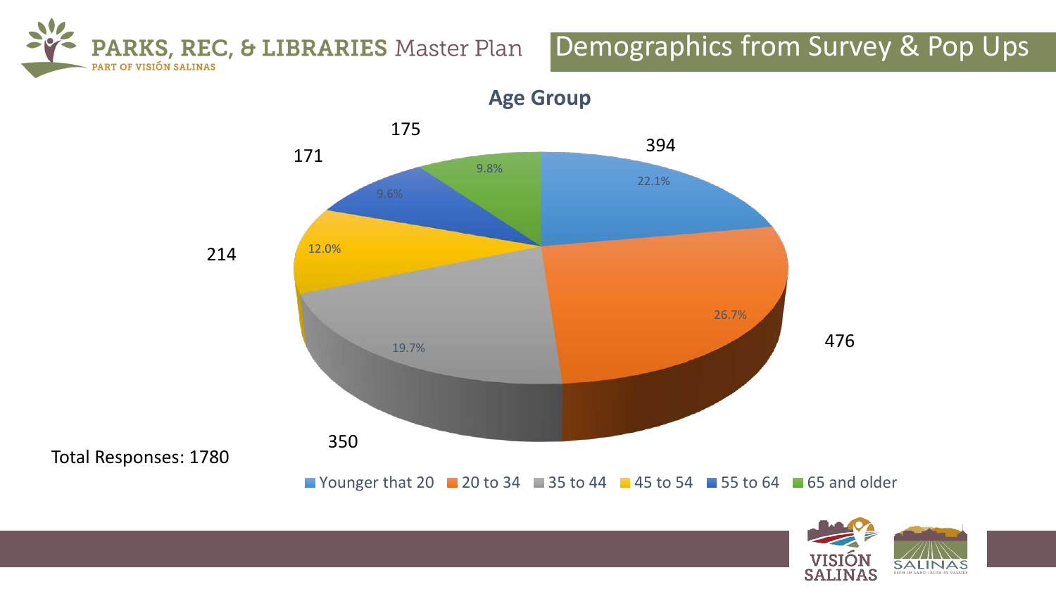# Demographics from Survey & Pop Ups

PARKS, REC, & LIBRARIES Master Plan
PART OF VISIÓN SALINAS

## Age Group

| Age Group | Responses | Percent |
|---|---|---|
| Younger that 20 | 394 | 22.1% |
| 20 to 34 | 476 | 26.7% |
| 35 to 44 | 350 | 19.7% |
| 45 to 54 | 214 | 12.0% |
| 55 to 64 | 171 | 9.6% |
| 65 and older | 175 | 9.8% |

Total Responses: 1780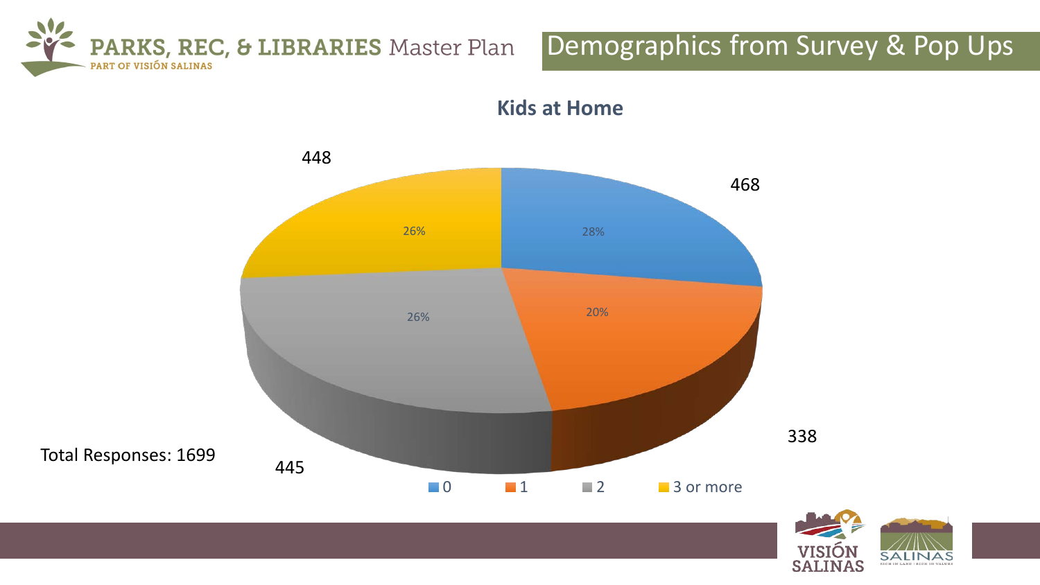# Demographics from Survey & Pop Ups

## Kids at Home

| Kids at Home | Responses | Percent |
|---|---|---|
| 0 | 468 | 28% |
| 1 | 338 | 20% |
| 2 | 445 | 26% |
| 3 or more | 448 | 26% |

Total Responses: 1699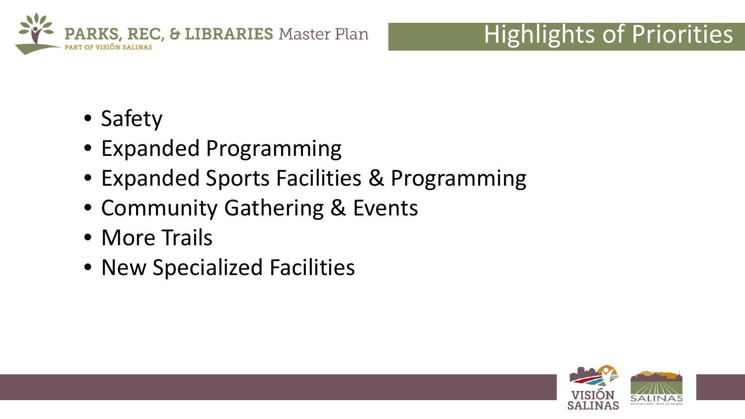# Highlights of Priorities

- Safety
- Expanded Programming
- Expanded Sports Facilities & Programming
- Community Gathering & Events
- More Trails
- New Specialized Facilities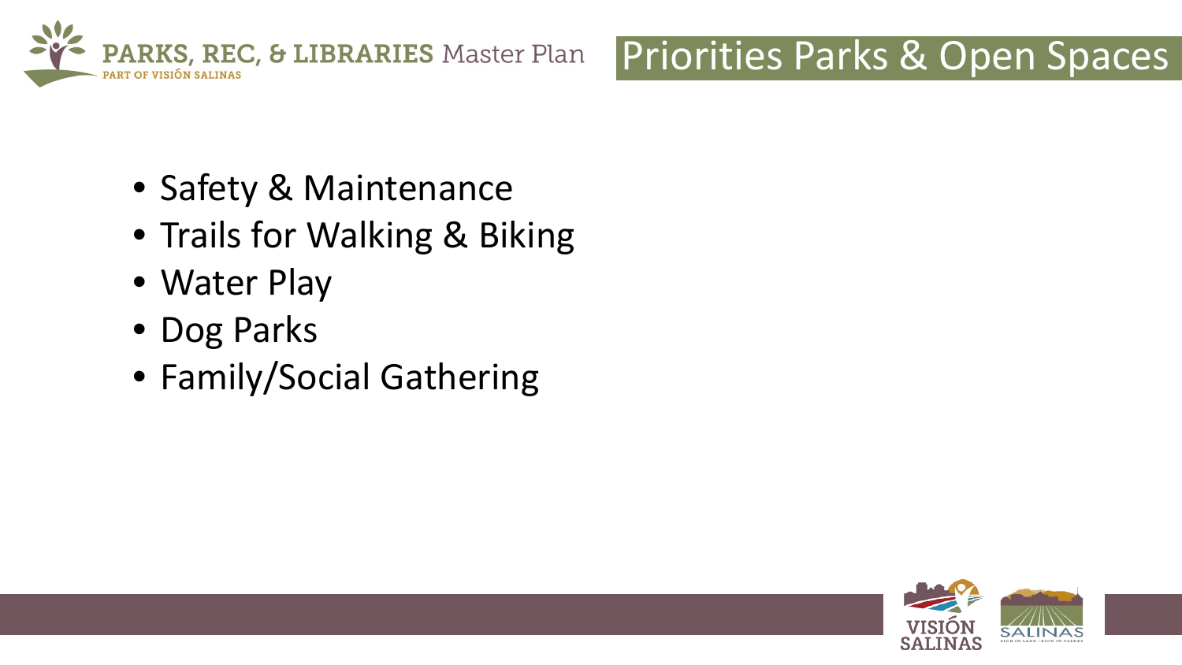# Priorities Parks & Open Spaces

- Safety & Maintenance
- Trails for Walking & Biking
- Water Play
- Dog Parks
- Family/Social Gathering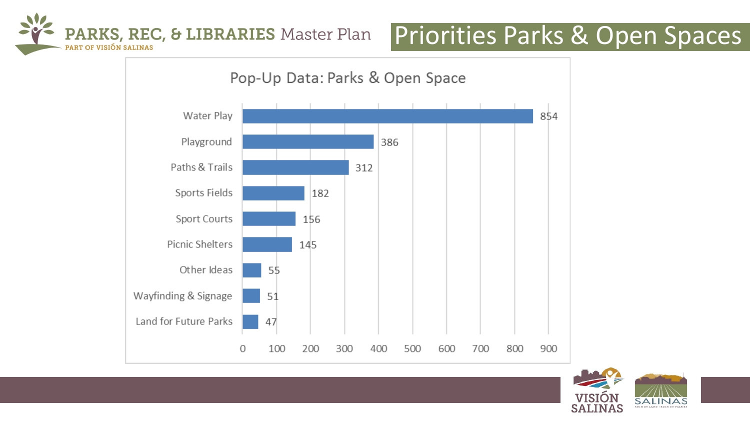# Priorities Parks & Open Spaces

## Pop-Up Data: Parks & Open Space

| Category | Count |
| --- | --- |
| Water Play | 854 |
| Playground | 386 |
| Paths & Trails | 312 |
| Sports Fields | 182 |
| Sport Courts | 156 |
| Picnic Shelters | 145 |
| Other Ideas | 55 |
| Wayfinding & Signage | 51 |
| Land for Future Parks | 47 |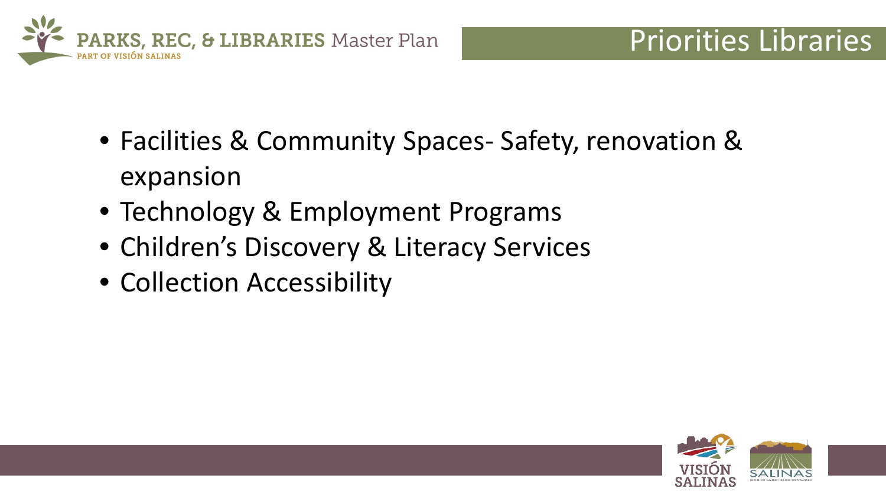# Priorities Libraries

- Facilities & Community Spaces- Safety, renovation & expansion
- Technology & Employment Programs
- Children's Discovery & Literacy Services
- Collection Accessibility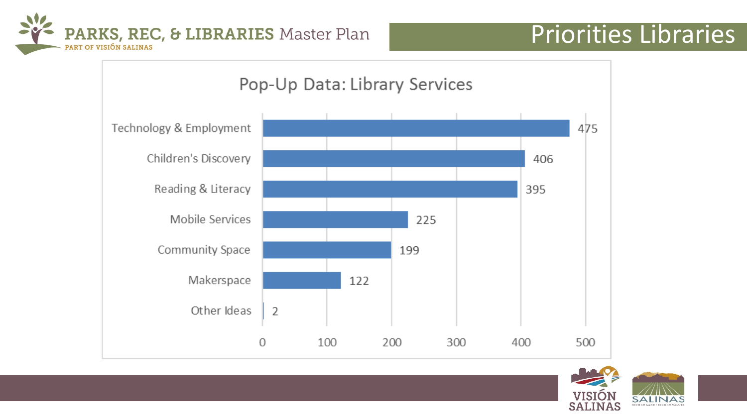# Priorities Libraries

## Pop-Up Data: Library Services

| Library Service | Count |
|---|---|
| Technology & Employment | 475 |
| Children's Discovery | 406 |
| Reading & Literacy | 395 |
| Mobile Services | 225 |
| Community Space | 199 |
| Makerspace | 122 |
| Other Ideas | 2 |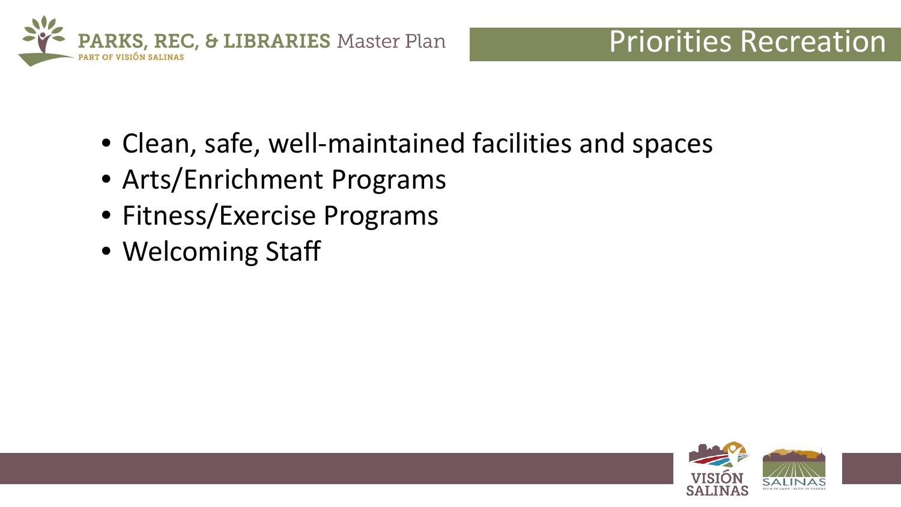# Priorities Recreation

- Clean, safe, well-maintained facilities and spaces
- Arts/Enrichment Programs
- Fitness/Exercise Programs
- Welcoming Staff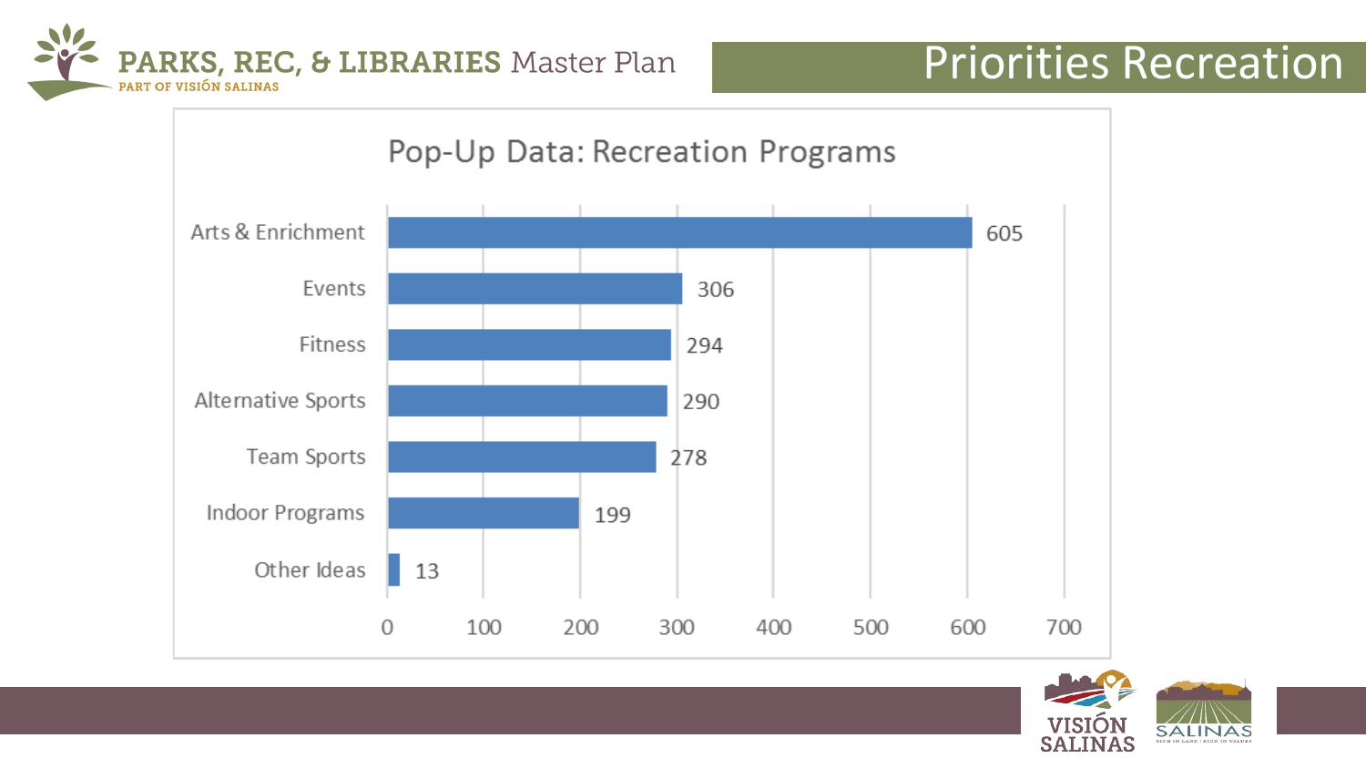# Priorities Recreation

## Pop-Up Data: Recreation Programs

| Program | Count |
| --- | --- |
| Arts & Enrichment | 605 |
| Events | 306 |
| Fitness | 294 |
| Alternative Sports | 290 |
| Team Sports | 278 |
| Indoor Programs | 199 |
| Other Ideas | 13 |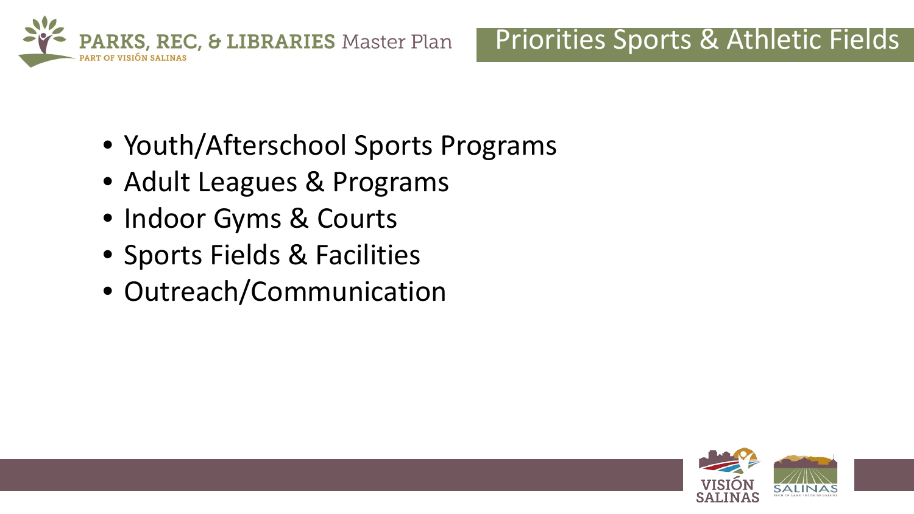# Priorities Sports & Athletic Fields

- Youth/Afterschool Sports Programs
- Adult Leagues & Programs
- Indoor Gyms & Courts
- Sports Fields & Facilities
- Outreach/Communication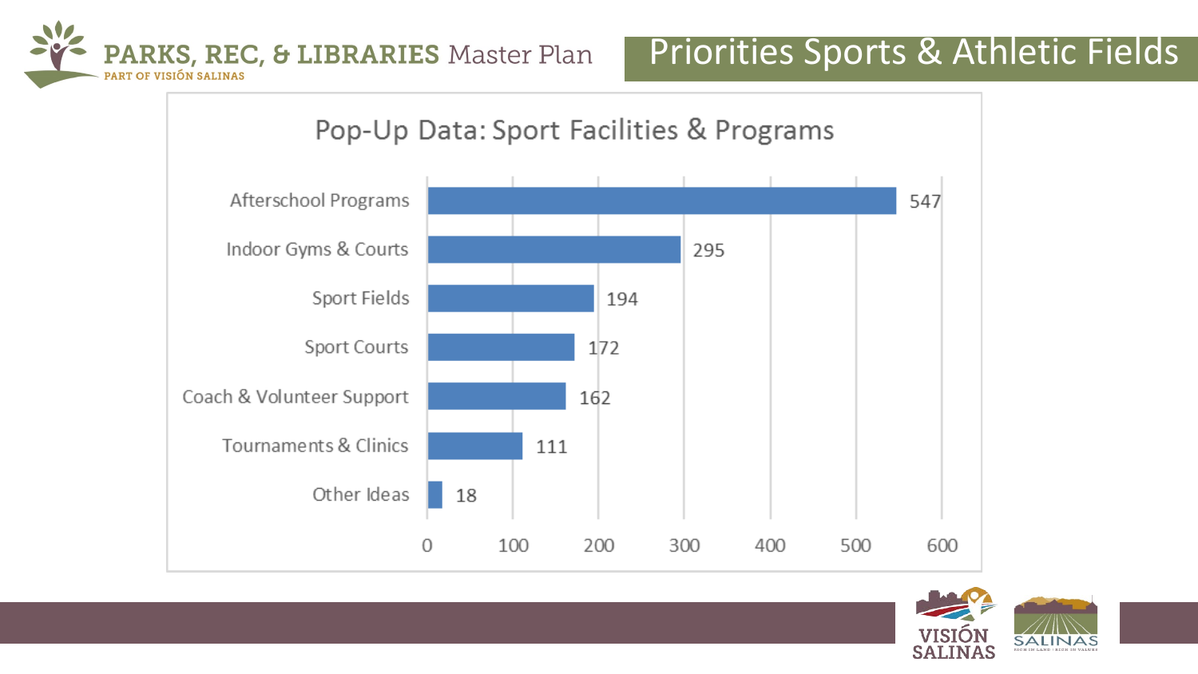# Priorities Sports & Athletic Fields

## Pop-Up Data: Sport Facilities & Programs

| Category | Count |
| --- | --- |
| Afterschool Programs | 547 |
| Indoor Gyms & Courts | 295 |
| Sport Fields | 194 |
| Sport Courts | 172 |
| Coach & Volunteer Support | 162 |
| Tournaments & Clinics | 111 |
| Other Ideas | 18 |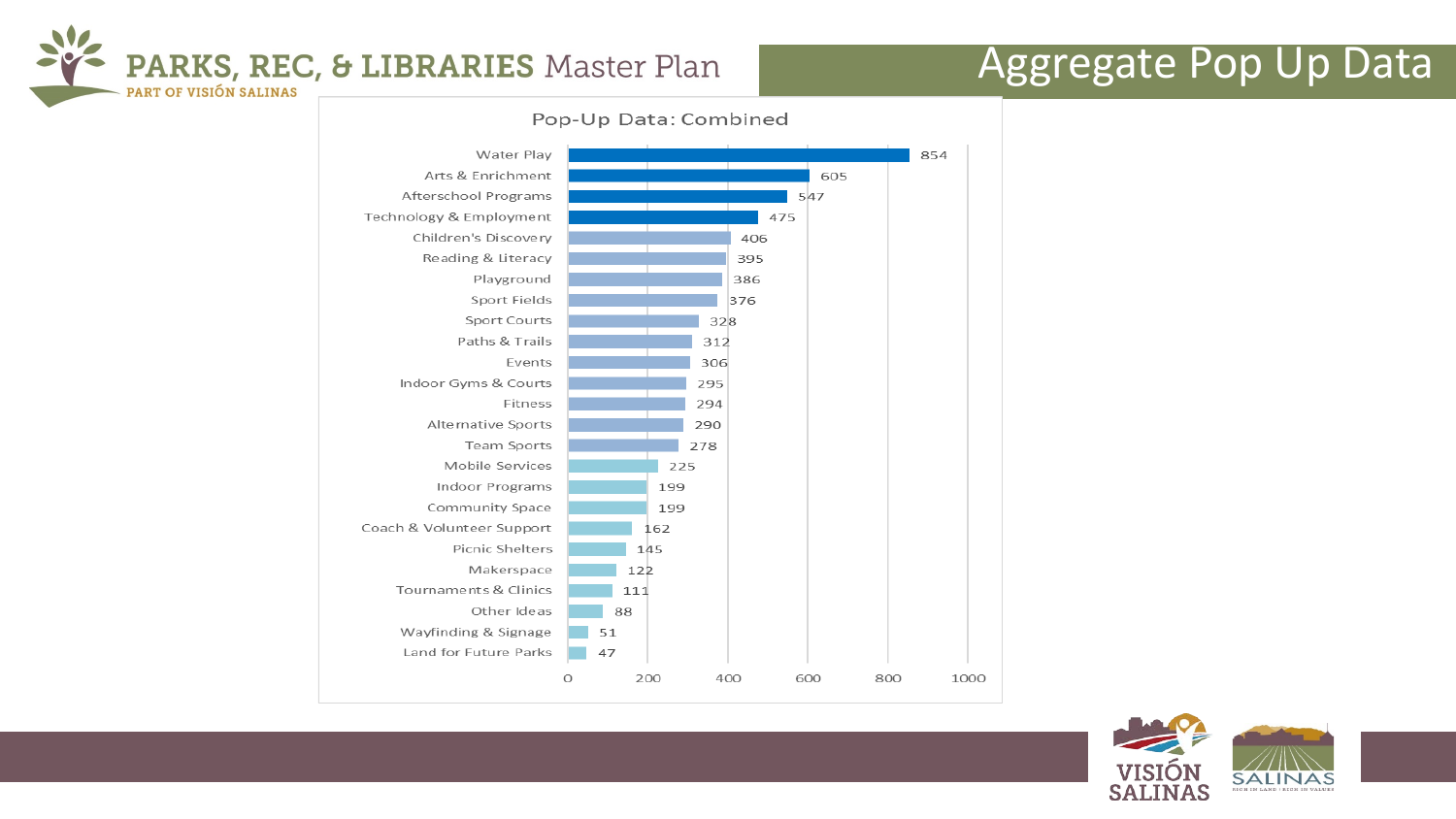# Aggregate Pop Up Data

## Pop-Up Data: Combined

| Category | Count |
| --- | --- |
| Water Play | 854 |
| Arts & Enrichment | 605 |
| Afterschool Programs | 547 |
| Technology & Employment | 475 |
| Children's Discovery | 406 |
| Reading & Literacy | 395 |
| Playground | 386 |
| Sport Fields | 376 |
| Sport Courts | 328 |
| Paths & Trails | 312 |
| Events | 306 |
| Indoor Gyms & Courts | 295 |
| Fitness | 294 |
| Alternative Sports | 290 |
| Team Sports | 278 |
| Mobile Services | 225 |
| Indoor Programs | 199 |
| Community Space | 199 |
| Coach & Volunteer Support | 162 |
| Picnic Shelters | 145 |
| Makerspace | 122 |
| Tournaments & Clinics | 111 |
| Other Ideas | 88 |
| Wayfinding & Signage | 51 |
| Land for Future Parks | 47 |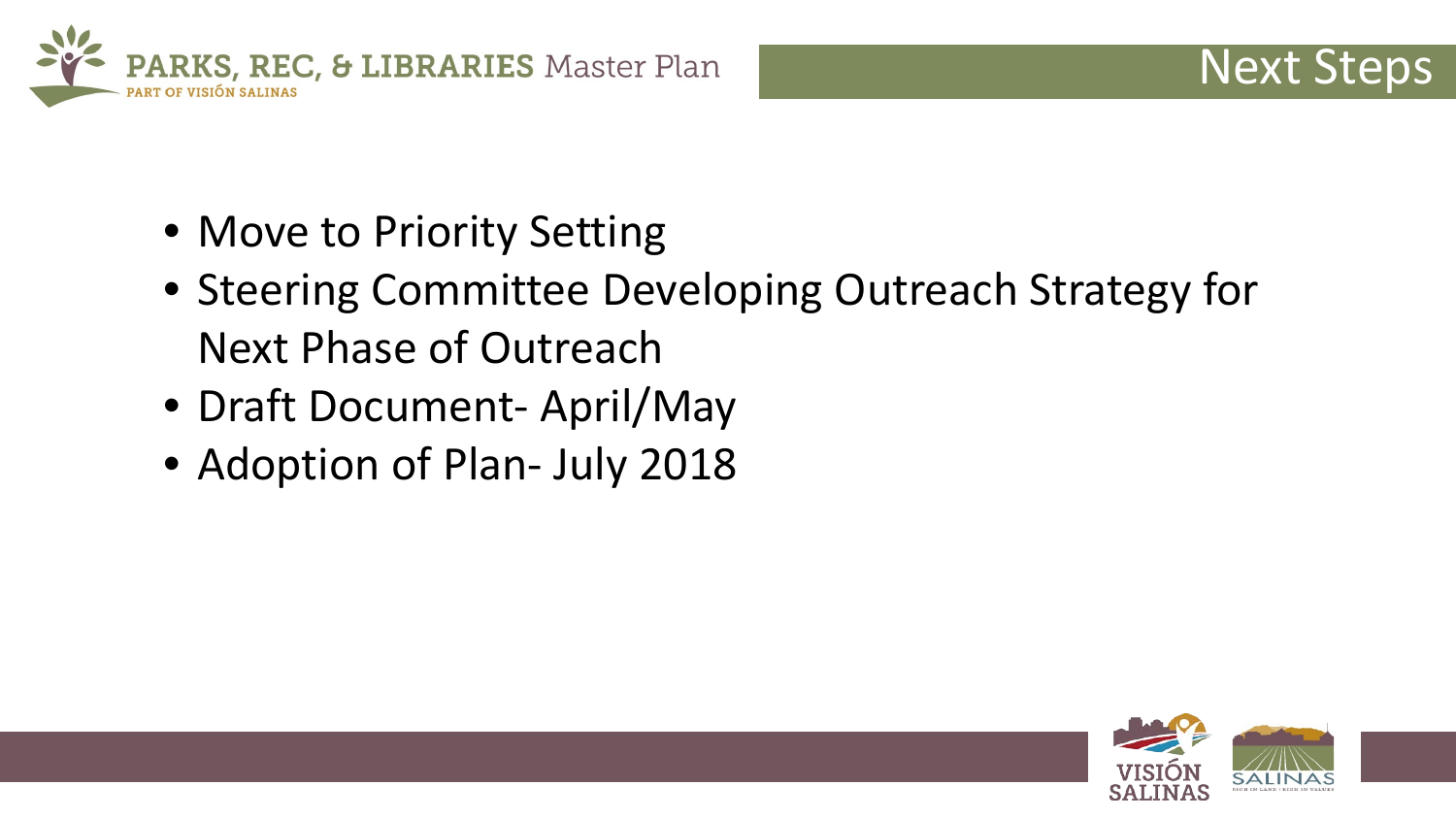# Next Steps

- Move to Priority Setting
- Steering Committee Developing Outreach Strategy for Next Phase of Outreach
- Draft Document- April/May
- Adoption of Plan- July 2018